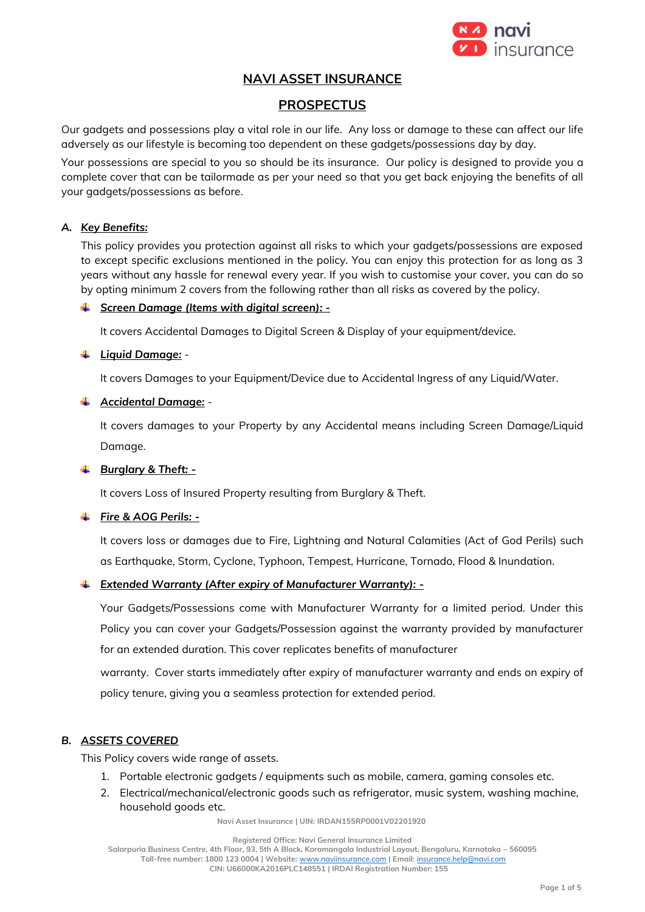# NAVI ASSET INSURANCE

## PROSPECTUS

Our gadgets and possessions play a vital role in our life. Any loss or damage to these can affect our life adversely as our lifestyle is becoming too dependent on these gadgets/possessions day by day.

Your possessions are special to you so should be its insurance. Our policy is designed to provide you a complete cover that can be tailormade as per your need so that you get back enjoying the benefits of all your gadgets/possessions as before.

### A. *Key Benefits:*

This policy provides you protection against all risks to which your gadgets/possessions are exposed to except specific exclusions mentioned in the policy. You can enjoy this protection for as long as 3 years without any hassle for renewal every year. If you wish to customise your cover, you can do so by opting minimum 2 covers from the following rather than all risks as covered by the policy.

- ***Screen Damage (Items with digital screen): -***

  It covers Accidental Damages to Digital Screen & Display of your equipment/device.

- ***Liquid Damage:*** -

  It covers Damages to your Equipment/Device due to Accidental Ingress of any Liquid/Water.

- ***Accidental Damage:*** -

  It covers damages to your Property by any Accidental means including Screen Damage/Liquid Damage.

- ***Burglary & Theft: -***

  It covers Loss of Insured Property resulting from Burglary & Theft.

- ***Fire & AOG Perils: -***

  It covers loss or damages due to Fire, Lightning and Natural Calamities (Act of God Perils) such as Earthquake, Storm, Cyclone, Typhoon, Tempest, Hurricane, Tornado, Flood & Inundation.

- ***Extended Warranty (After expiry of Manufacturer Warranty): -***

  Your Gadgets/Possessions come with Manufacturer Warranty for a limited period. Under this Policy you can cover your Gadgets/Possession against the warranty provided by manufacturer for an extended duration. This cover replicates benefits of manufacturer warranty. Cover starts immediately after expiry of manufacturer warranty and ends on expiry of policy tenure, giving you a seamless protection for extended period.

### B. *ASSETS COVERED*

This Policy covers wide range of assets.

1. Portable electronic gadgets / equipments such as mobile, camera, gaming consoles etc.
2. Electrical/mechanical/electronic goods such as refrigerator, music system, washing machine, household goods etc.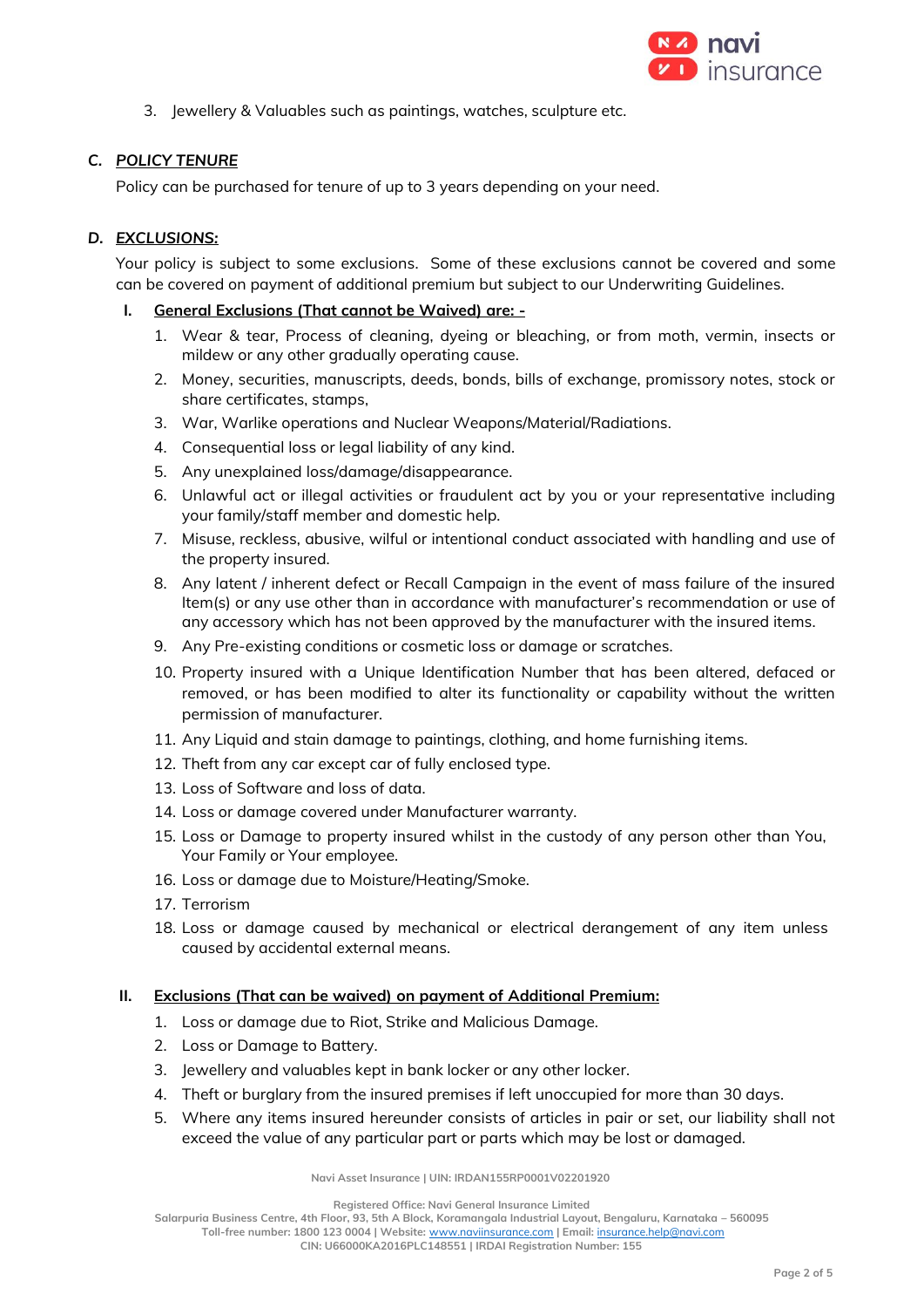3. Jewellery & Valuables such as paintings, watches, sculpture etc.

### C. *POLICY TENURE*

Policy can be purchased for tenure of up to 3 years depending on your need.

### D. *EXCLUSIONS:*

Your policy is subject to some exclusions. Some of these exclusions cannot be covered and some can be covered on payment of additional premium but subject to our Underwriting Guidelines.

#### I. General Exclusions (That cannot be Waived) are: -

1. Wear & tear, Process of cleaning, dyeing or bleaching, or from moth, vermin, insects or mildew or any other gradually operating cause.
2. Money, securities, manuscripts, deeds, bonds, bills of exchange, promissory notes, stock or share certificates, stamps,
3. War, Warlike operations and Nuclear Weapons/Material/Radiations.
4. Consequential loss or legal liability of any kind.
5. Any unexplained loss/damage/disappearance.
6. Unlawful act or illegal activities or fraudulent act by you or your representative including your family/staff member and domestic help.
7. Misuse, reckless, abusive, wilful or intentional conduct associated with handling and use of the property insured.
8. Any latent / inherent defect or Recall Campaign in the event of mass failure of the insured Item(s) or any use other than in accordance with manufacturer's recommendation or use of any accessory which has not been approved by the manufacturer with the insured items.
9. Any Pre-existing conditions or cosmetic loss or damage or scratches.
10. Property insured with a Unique Identification Number that has been altered, defaced or removed, or has been modified to alter its functionality or capability without the written permission of manufacturer.
11. Any Liquid and stain damage to paintings, clothing, and home furnishing items.
12. Theft from any car except car of fully enclosed type.
13. Loss of Software and loss of data.
14. Loss or damage covered under Manufacturer warranty.
15. Loss or Damage to property insured whilst in the custody of any person other than You, Your Family or Your employee.
16. Loss or damage due to Moisture/Heating/Smoke.
17. Terrorism
18. Loss or damage caused by mechanical or electrical derangement of any item unless caused by accidental external means.

#### II. Exclusions (That can be waived) on payment of Additional Premium:

1. Loss or damage due to Riot, Strike and Malicious Damage.
2. Loss or Damage to Battery.
3. Jewellery and valuables kept in bank locker or any other locker.
4. Theft or burglary from the insured premises if left unoccupied for more than 30 days.
5. Where any items insured hereunder consists of articles in pair or set, our liability shall not exceed the value of any particular part or parts which may be lost or damaged.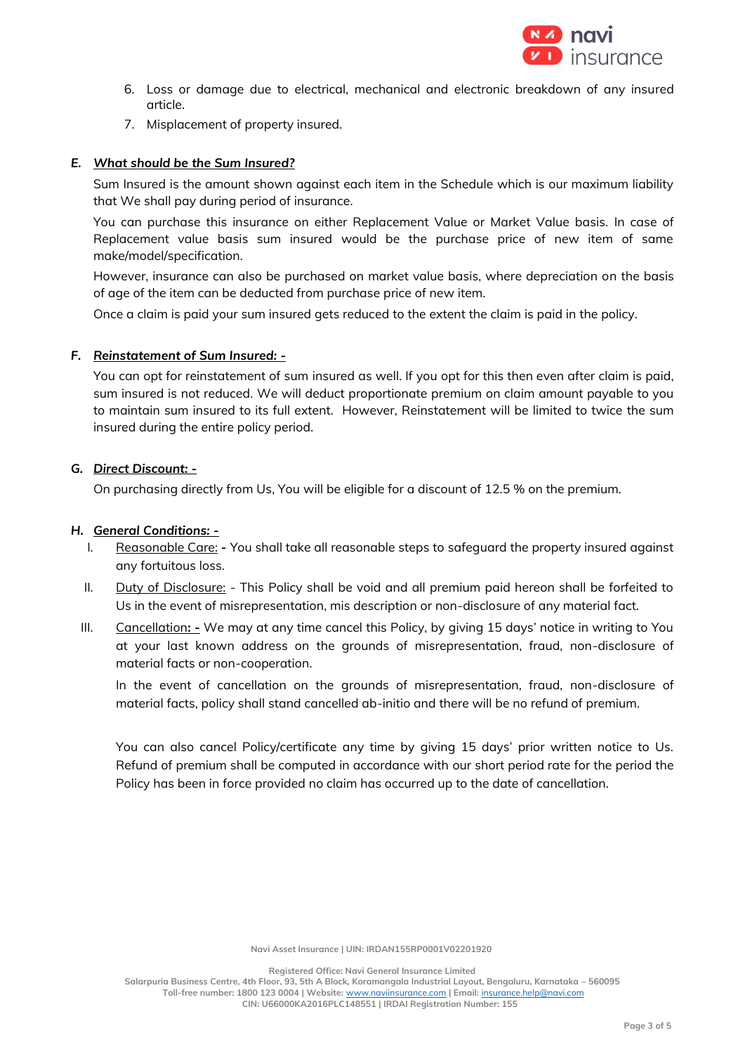6. Loss or damage due to electrical, mechanical and electronic breakdown of any insured article.
7. Misplacement of property insured.

### E. *What should be the Sum Insured?*

Sum Insured is the amount shown against each item in the Schedule which is our maximum liability that We shall pay during period of insurance.

You can purchase this insurance on either Replacement Value or Market Value basis. In case of Replacement value basis sum insured would be the purchase price of new item of same make/model/specification.

However, insurance can also be purchased on market value basis, where depreciation on the basis of age of the item can be deducted from purchase price of new item.

Once a claim is paid your sum insured gets reduced to the extent the claim is paid in the policy.

### F. *Reinstatement of Sum Insured: -*

You can opt for reinstatement of sum insured as well. If you opt for this then even after claim is paid, sum insured is not reduced. We will deduct proportionate premium on claim amount payable to you to maintain sum insured to its full extent. However, Reinstatement will be limited to twice the sum insured during the entire policy period.

### G. *Direct Discount: -*

On purchasing directly from Us, You will be eligible for a discount of 12.5 % on the premium.

### H. *General Conditions: -*

I. Reasonable Care: **-** You shall take all reasonable steps to safeguard the property insured against any fortuitous loss.

II. Duty of Disclosure: - This Policy shall be void and all premium paid hereon shall be forfeited to Us in the event of misrepresentation, mis description or non-disclosure of any material fact.

III. Cancellation**: -** We may at any time cancel this Policy, by giving 15 days' notice in writing to You at your last known address on the grounds of misrepresentation, fraud, non-disclosure of material facts or non-cooperation.

In the event of cancellation on the grounds of misrepresentation, fraud, non-disclosure of material facts, policy shall stand cancelled ab-initio and there will be no refund of premium.

You can also cancel Policy/certificate any time by giving 15 days' prior written notice to Us. Refund of premium shall be computed in accordance with our short period rate for the period the Policy has been in force provided no claim has occurred up to the date of cancellation.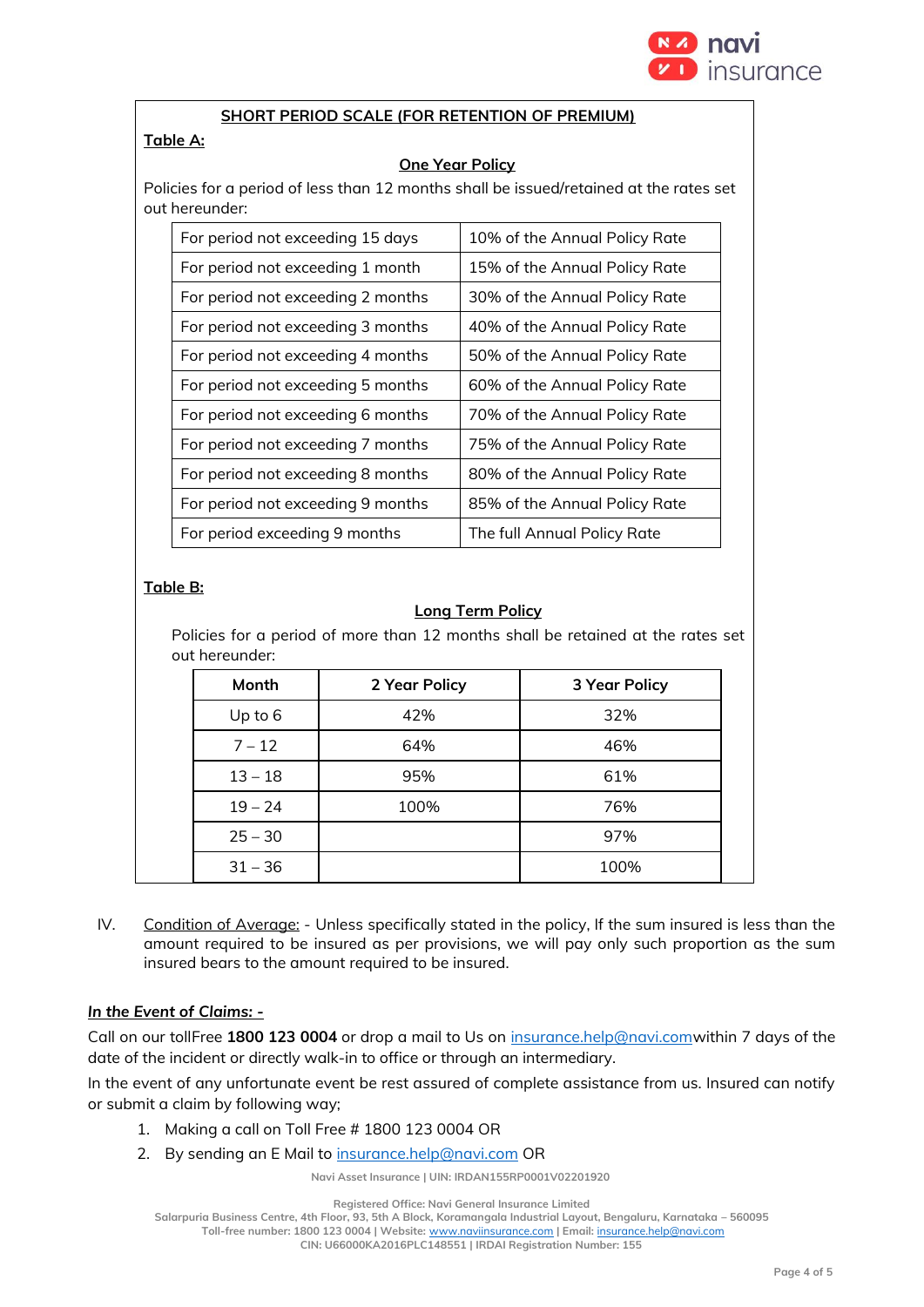## SHORT PERIOD SCALE (FOR RETENTION OF PREMIUM)

**Table A:**

**One Year Policy**

Policies for a period of less than 12 months shall be issued/retained at the rates set out hereunder:

| | |
|---|---|
| For period not exceeding 15 days | 10% of the Annual Policy Rate |
| For period not exceeding 1 month | 15% of the Annual Policy Rate |
| For period not exceeding 2 months | 30% of the Annual Policy Rate |
| For period not exceeding 3 months | 40% of the Annual Policy Rate |
| For period not exceeding 4 months | 50% of the Annual Policy Rate |
| For period not exceeding 5 months | 60% of the Annual Policy Rate |
| For period not exceeding 6 months | 70% of the Annual Policy Rate |
| For period not exceeding 7 months | 75% of the Annual Policy Rate |
| For period not exceeding 8 months | 80% of the Annual Policy Rate |
| For period not exceeding 9 months | 85% of the Annual Policy Rate |
| For period exceeding 9 months | The full Annual Policy Rate |

**Table B:**

**Long Term Policy**

Policies for a period of more than 12 months shall be retained at the rates set out hereunder:

| Month | 2 Year Policy | 3 Year Policy |
|---|---|---|
| Up to 6 | 42% | 32% |
| 7 – 12 | 64% | 46% |
| 13 – 18 | 95% | 61% |
| 19 – 24 | 100% | 76% |
| 25 – 30 | | 97% |
| 31 – 36 | | 100% |

IV. Condition of Average: - Unless specifically stated in the policy, If the sum insured is less than the amount required to be insured as per provisions, we will pay only such proportion as the sum insured bears to the amount required to be insured.

***In the Event of Claims: -***

Call on our tollFree **1800 123 0004** or drop a mail to Us on insurance.help@navi.comwithin 7 days of the date of the incident or directly walk-in to office or through an intermediary.

In the event of any unfortunate event be rest assured of complete assistance from us. Insured can notify or submit a claim by following way;

1. Making a call on Toll Free # 1800 123 0004 OR
2. By sending an E Mail to insurance.help@navi.com OR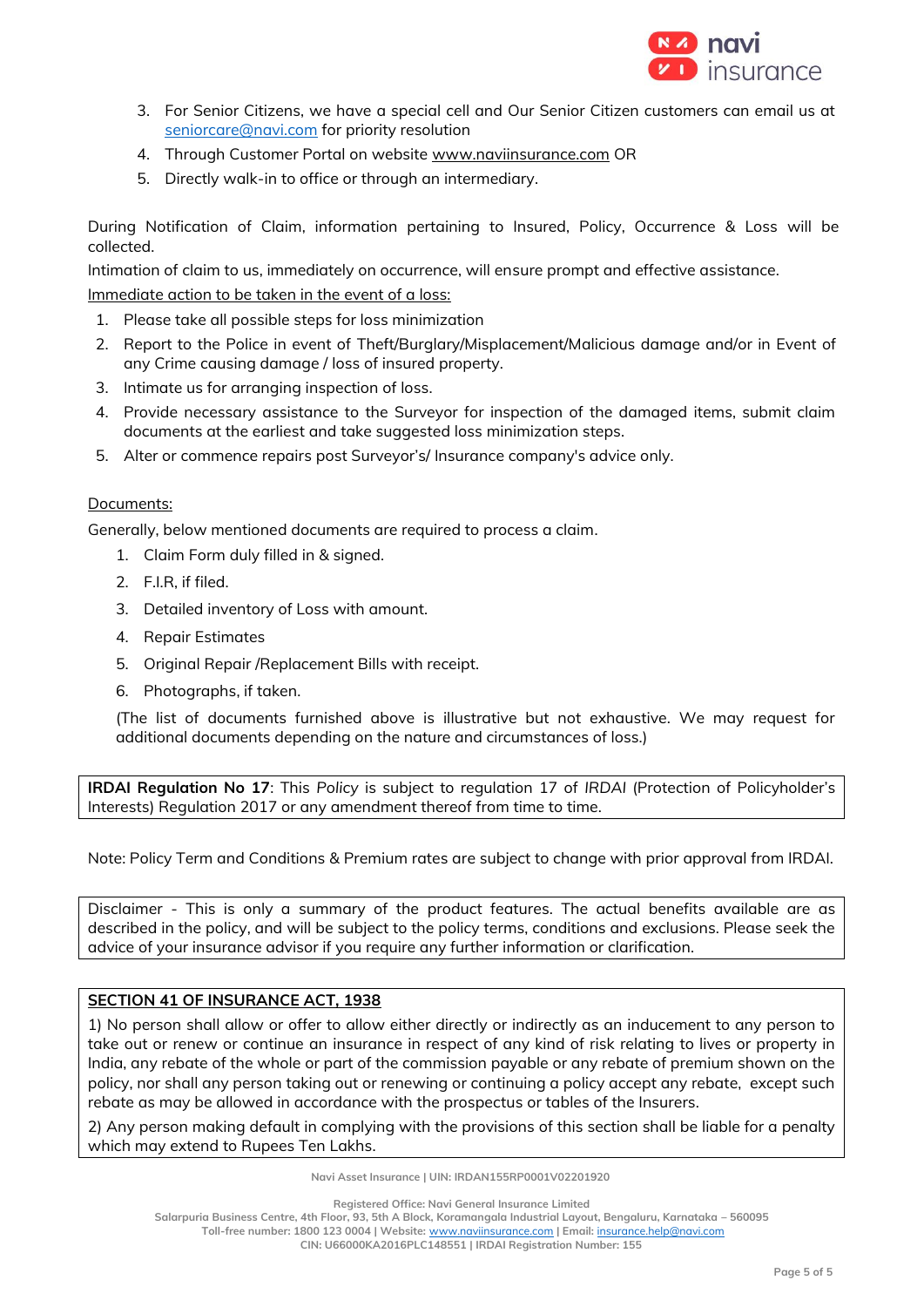3. For Senior Citizens, we have a special cell and Our Senior Citizen customers can email us at seniorcare@navi.com for priority resolution
4. Through Customer Portal on website www.naviinsurance.com OR
5. Directly walk-in to office or through an intermediary.

During Notification of Claim, information pertaining to Insured, Policy, Occurrence & Loss will be collected.

Intimation of claim to us, immediately on occurrence, will ensure prompt and effective assistance.

Immediate action to be taken in the event of a loss:

1. Please take all possible steps for loss minimization
2. Report to the Police in event of Theft/Burglary/Misplacement/Malicious damage and/or in Event of any Crime causing damage / loss of insured property.
3. Intimate us for arranging inspection of loss.
4. Provide necessary assistance to the Surveyor for inspection of the damaged items, submit claim documents at the earliest and take suggested loss minimization steps.
5. Alter or commence repairs post Surveyor's/ Insurance company's advice only.

Documents:

Generally, below mentioned documents are required to process a claim.

1. Claim Form duly filled in & signed.
2. F.I.R, if filed.
3. Detailed inventory of Loss with amount.
4. Repair Estimates
5. Original Repair /Replacement Bills with receipt.
6. Photographs, if taken.

(The list of documents furnished above is illustrative but not exhaustive. We may request for additional documents depending on the nature and circumstances of loss.)

**IRDAI Regulation No 17**: This *Policy* is subject to regulation 17 of *IRDAI* (Protection of Policyholder's Interests) Regulation 2017 or any amendment thereof from time to time.

Note: Policy Term and Conditions & Premium rates are subject to change with prior approval from IRDAI.

Disclaimer - This is only a summary of the product features. The actual benefits available are as described in the policy, and will be subject to the policy terms, conditions and exclusions. Please seek the advice of your insurance advisor if you require any further information or clarification.

**SECTION 41 OF INSURANCE ACT, 1938**

1) No person shall allow or offer to allow either directly or indirectly as an inducement to any person to take out or renew or continue an insurance in respect of any kind of risk relating to lives or property in India, any rebate of the whole or part of the commission payable or any rebate of premium shown on the policy, nor shall any person taking out or renewing or continuing a policy accept any rebate, except such rebate as may be allowed in accordance with the prospectus or tables of the Insurers.

2) Any person making default in complying with the provisions of this section shall be liable for a penalty which may extend to Rupees Ten Lakhs.

Navi Asset Insurance | UIN: IRDAN155RP0001V02201920

Registered Office: Navi General Insurance Limited
Salarpuria Business Centre, 4th Floor, 93, 5th A Block, Koramangala Industrial Layout, Bengaluru, Karnataka – 560095
Toll-free number: 1800 123 0004 | Website: www.naviinsurance.com | Email: insurance.help@navi.com
CIN: U66000KA2016PLC148551 | IRDAI Registration Number: 155